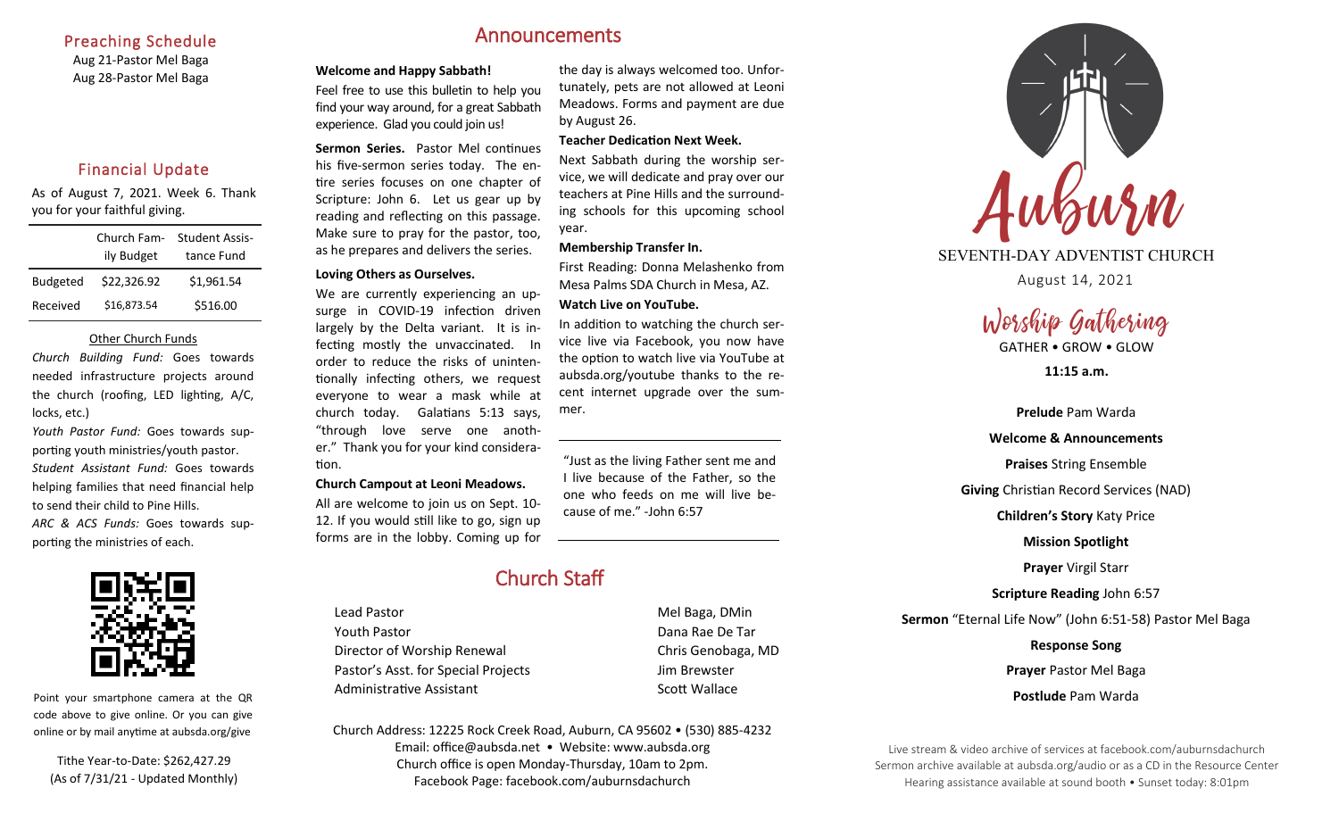## Preaching Schedule

Aug 21-Pastor Mel Baga
Aug 28-Pastor Mel Baga

## Financial Update

As of August 7, 2021. Week 6. Thank you for your faithful giving.

| | Church Family Budget | Student Assistance Fund |
|---|---|---|
| Budgeted | $22,326.92 | $1,961.54 |
| Received | $16,873.54 | $516.00 |

### Other Church Funds

*Church Building Fund:* Goes towards needed infrastructure projects around the church (roofing, LED lighting, A/C, locks, etc.)

*Youth Pastor Fund:* Goes towards supporting youth ministries/youth pastor.

*Student Assistant Fund:* Goes towards helping families that need financial help to send their child to Pine Hills.

*ARC & ACS Funds:* Goes towards supporting the ministries of each.

Point your smartphone camera at the QR code above to give online. Or you can give online or by mail anytime at aubsda.org/give

Tithe Year-to-Date: $262,427.29
(As of 7/31/21 - Updated Monthly)

# Announcements

**Welcome and Happy Sabbath!**

Feel free to use this bulletin to help you find your way around, for a great Sabbath experience. Glad you could join us!

**Sermon Series.** Pastor Mel continues his five-sermon series today. The entire series focuses on one chapter of Scripture: John 6. Let us gear up by reading and reflecting on this passage. Make sure to pray for the pastor, too, as he prepares and delivers the series.

**Loving Others as Ourselves.**

We are currently experiencing an upsurge in COVID-19 infection driven largely by the Delta variant. It is infecting mostly the unvaccinated. In order to reduce the risks of unintentionally infecting others, we request everyone to wear a mask while at church today. Galatians 5:13 says, "through love serve one another." Thank you for your kind consideration.

**Church Campout at Leoni Meadows.**

All are welcome to join us on Sept. 10-12. If you would still like to go, sign up forms are in the lobby. Coming up for the day is always welcomed too. Unfortunately, pets are not allowed at Leoni Meadows. Forms and payment are due by August 26.

**Teacher Dedication Next Week.**

Next Sabbath during the worship service, we will dedicate and pray over our teachers at Pine Hills and the surrounding schools for this upcoming school year.

**Membership Transfer In.**

First Reading: Donna Melashenko from Mesa Palms SDA Church in Mesa, AZ.

**Watch Live on YouTube.**

In addition to watching the church service live via Facebook, you now have the option to watch live via YouTube at aubsda.org/youtube thanks to the recent internet upgrade over the summer.

---

"Just as the living Father sent me and I live because of the Father, so the one who feeds on me will live because of me." -John 6:57

---

# Church Staff

| | |
|---|---|
| Lead Pastor | Mel Baga, DMin |
| Youth Pastor | Dana Rae De Tar |
| Director of Worship Renewal | Chris Genobaga, MD |
| Pastor's Asst. for Special Projects | Jim Brewster |
| Administrative Assistant | Scott Wallace |

Church Address: 12225 Rock Creek Road, Auburn, CA 95602 • (530) 885-4232
Email: office@aubsda.net • Website: www.aubsda.org
Church office is open Monday-Thursday, 10am to 2pm.
Facebook Page: facebook.com/auburnsdachurch

# Auburn

SEVENTH-DAY ADVENTIST CHURCH

August 14, 2021

## Worship Gathering

GATHER • GROW • GLOW

**11:15 a.m.**

**Prelude** Pam Warda

**Welcome & Announcements**

**Praises** String Ensemble

**Giving** Christian Record Services (NAD)

**Children's Story** Katy Price

**Mission Spotlight**

**Prayer** Virgil Starr

**Scripture Reading** John 6:57

**Sermon** "Eternal Life Now" (John 6:51-58) Pastor Mel Baga

**Response Song**

**Prayer** Pastor Mel Baga

**Postlude** Pam Warda

Live stream & video archive of services at facebook.com/auburnsdachurch
Sermon archive available at aubsda.org/audio or as a CD in the Resource Center
Hearing assistance available at sound booth • Sunset today: 8:01pm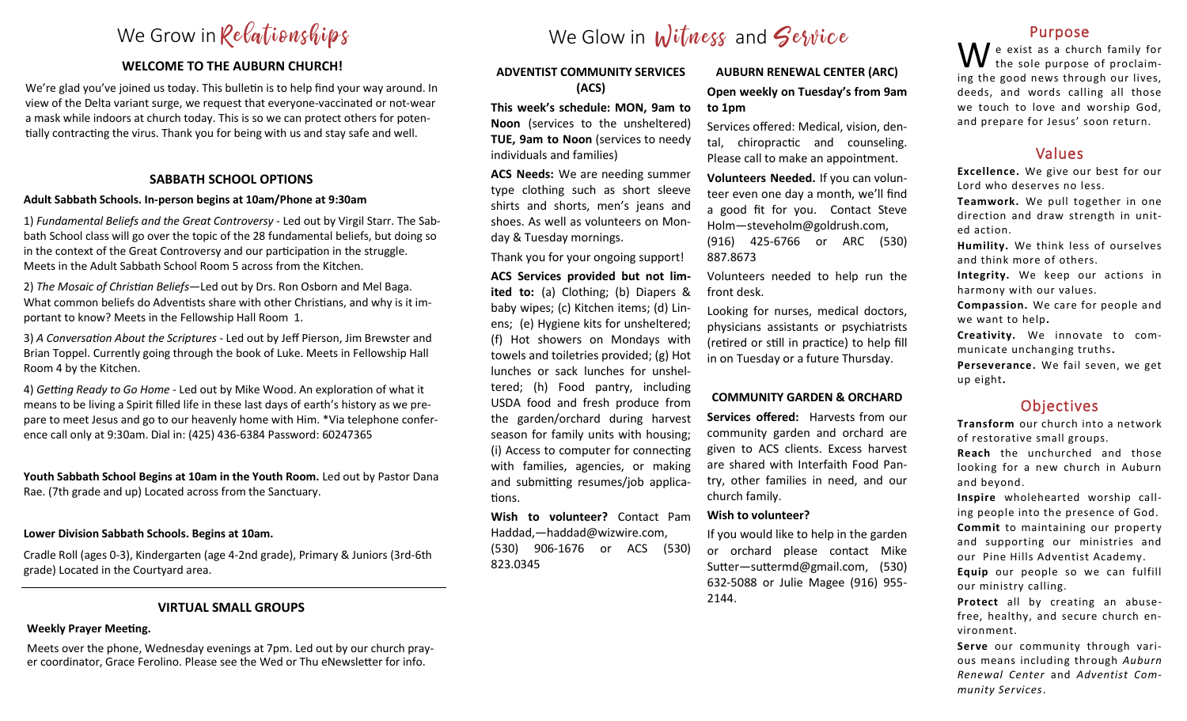# We Grow in Relationships

### WELCOME TO THE AUBURN CHURCH!

We're glad you've joined us today. This bulletin is to help find your way around. In view of the Delta variant surge, we request that everyone-vaccinated or not-wear a mask while indoors at church today. This is so we can protect others for potentially contracting the virus. Thank you for being with us and stay safe and well.

### SABBATH SCHOOL OPTIONS

**Adult Sabbath Schools. In-person begins at 10am/Phone at 9:30am**

1) *Fundamental Beliefs and the Great Controversy* - Led out by Virgil Starr. The Sabbath School class will go over the topic of the 28 fundamental beliefs, but doing so in the context of the Great Controversy and our participation in the struggle. Meets in the Adult Sabbath School Room 5 across from the Kitchen.

2) *The Mosaic of Christian Beliefs*—Led out by Drs. Ron Osborn and Mel Baga. What common beliefs do Adventists share with other Christians, and why is it important to know? Meets in the Fellowship Hall Room 1.

3) *A Conversation About the Scriptures* - Led out by Jeff Pierson, Jim Brewster and Brian Toppel. Currently going through the book of Luke. Meets in Fellowship Hall Room 4 by the Kitchen.

4) *Getting Ready to Go Home* - Led out by Mike Wood. An exploration of what it means to be living a Spirit filled life in these last days of earth's history as we prepare to meet Jesus and go to our heavenly home with Him. *Via telephone conference call only at 9:30am. Dial in: (425) 436-6384 Password: 60247365

**Youth Sabbath School Begins at 10am in the Youth Room.** Led out by Pastor Dana Rae. (7th grade and up) Located across from the Sanctuary.

**Lower Division Sabbath Schools. Begins at 10am.**

Cradle Roll (ages 0-3), Kindergarten (age 4-2nd grade), Primary & Juniors (3rd-6th grade) Located in the Courtyard area.

### VIRTUAL SMALL GROUPS

**Weekly Prayer Meeting.**

Meets over the phone, Wednesday evenings at 7pm. Led out by our church prayer coordinator, Grace Ferolino. Please see the Wed or Thu eNewsletter for info.

# We Glow in Witness and Service

### ADVENTIST COMMUNITY SERVICES (ACS)

**This week's schedule: MON, 9am to Noon** (services to the unsheltered) **TUE, 9am to Noon** (services to needy individuals and families)

**ACS Needs:** We are needing summer type clothing such as short sleeve shirts and shorts, men's jeans and shoes. As well as volunteers on Monday & Tuesday mornings.

Thank you for your ongoing support!

**ACS Services provided but not limited to:** (a) Clothing; (b) Diapers & baby wipes; (c) Kitchen items; (d) Linens; (e) Hygiene kits for unsheltered; (f) Hot showers on Mondays with towels and toiletries provided; (g) Hot lunches or sack lunches for unsheltered; (h) Food pantry, including USDA food and fresh produce from the garden/orchard during harvest season for family units with housing; (i) Access to computer for connecting with families, agencies, or making and submitting resumes/job applications.

**Wish to volunteer?** Contact Pam Haddad,—haddad@wizwire.com, (530) 906-1676 or ACS (530) 823.0345

### AUBURN RENEWAL CENTER (ARC)

**Open weekly on Tuesday's from 9am to 1pm**

Services offered: Medical, vision, dental, chiropractic and counseling. Please call to make an appointment.

**Volunteers Needed.** If you can volunteer even one day a month, we'll find a good fit for you. Contact Steve Holm—steveholm@goldrush.com, (916) 425-6766 or ARC (530) 887.8673

Volunteers needed to help run the front desk.

Looking for nurses, medical doctors, physicians assistants or psychiatrists (retired or still in practice) to help fill in on Tuesday or a future Thursday.

### COMMUNITY GARDEN & ORCHARD

**Services offered:** Harvests from our community garden and orchard are given to ACS clients. Excess harvest are shared with Interfaith Food Pantry, other families in need, and our church family.

**Wish to volunteer?**

If you would like to help in the garden or orchard please contact Mike Sutter—suttermd@gmail.com, (530) 632-5088 or Julie Magee (916) 955-2144.

## Purpose

We exist as a church family for the sole purpose of proclaiming the good news through our lives, deeds, and words calling all those we touch to love and worship God, and prepare for Jesus' soon return.

## Values

**Excellence.** We give our best for our Lord who deserves no less.

**Teamwork.** We pull together in one direction and draw strength in united action.

**Humility.** We think less of ourselves and think more of others.

**Integrity.** We keep our actions in harmony with our values.

**Compassion.** We care for people and we want to help.

**Creativity.** We innovate to communicate unchanging truths.

**Perseverance.** We fail seven, we get up eight.

## Objectives

**Transform** our church into a network of restorative small groups.

**Reach** the unchurched and those looking for a new church in Auburn and beyond.

**Inspire** wholehearted worship calling people into the presence of God.

**Commit** to maintaining our property and supporting our ministries and our Pine Hills Adventist Academy.

**Equip** our people so we can fulfill our ministry calling.

**Protect** all by creating an abuse-free, healthy, and secure church environment.

**Serve** our community through various means including through *Auburn Renewal Center* and *Adventist Community Services*.